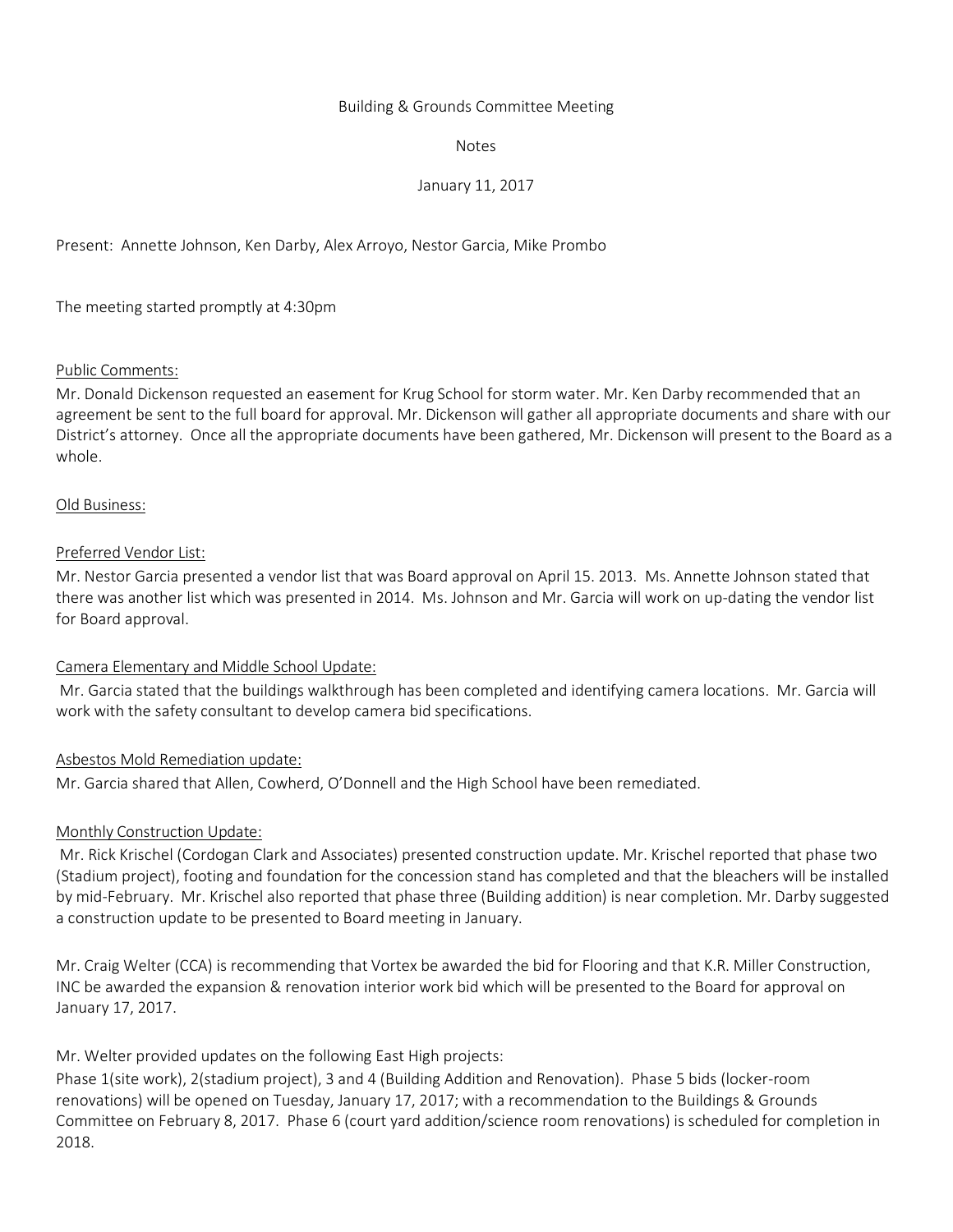Building & Grounds Committee Meeting

Notes

January 11, 2017

Present: Annette Johnson, Ken Darby, Alex Arroyo, Nestor Garcia, Mike Prombo

The meeting started promptly at 4:30pm

Public Comments:

Mr. Donald Dickenson requested an easement for Krug School for storm water. Mr. Ken Darby recommended that an agreement be sent to the full board for approval. Mr. Dickenson will gather all appropriate documents and share with our District's attorney. Once all the appropriate documents have been gathered, Mr. Dickenson will present to the Board as a whole.

Old Business:

Preferred Vendor List:

Mr. Nestor Garcia presented a vendor list that was Board approval on April 15. 2013. Ms. Annette Johnson stated that there was another list which was presented in 2014. Ms. Johnson and Mr. Garcia will work on up-dating the vendor list for Board approval.

Camera Elementary and Middle School Update:

Mr. Garcia stated that the buildings walkthrough has been completed and identifying camera locations. Mr. Garcia will work with the safety consultant to develop camera bid specifications.

Asbestos Mold Remediation update:

Mr. Garcia shared that Allen, Cowherd, O'Donnell and the High School have been remediated.

Monthly Construction Update:

Mr. Rick Krischel (Cordogan Clark and Associates) presented construction update. Mr. Krischel reported that phase two (Stadium project), footing and foundation for the concession stand has completed and that the bleachers will be installed by mid-February. Mr. Krischel also reported that phase three (Building addition) is near completion. Mr. Darby suggested a construction update to be presented to Board meeting in January.

Mr. Craig Welter (CCA) is recommending that Vortex be awarded the bid for Flooring and that K.R. Miller Construction, INC be awarded the expansion & renovation interior work bid which will be presented to the Board for approval on January 17, 2017.

Mr. Welter provided updates on the following East High projects:

Phase 1(site work), 2(stadium project), 3 and 4 (Building Addition and Renovation). Phase 5 bids (locker-room renovations) will be opened on Tuesday, January 17, 2017; with a recommendation to the Buildings & Grounds Committee on February 8, 2017. Phase 6 (court yard addition/science room renovations) is scheduled for completion in 2018.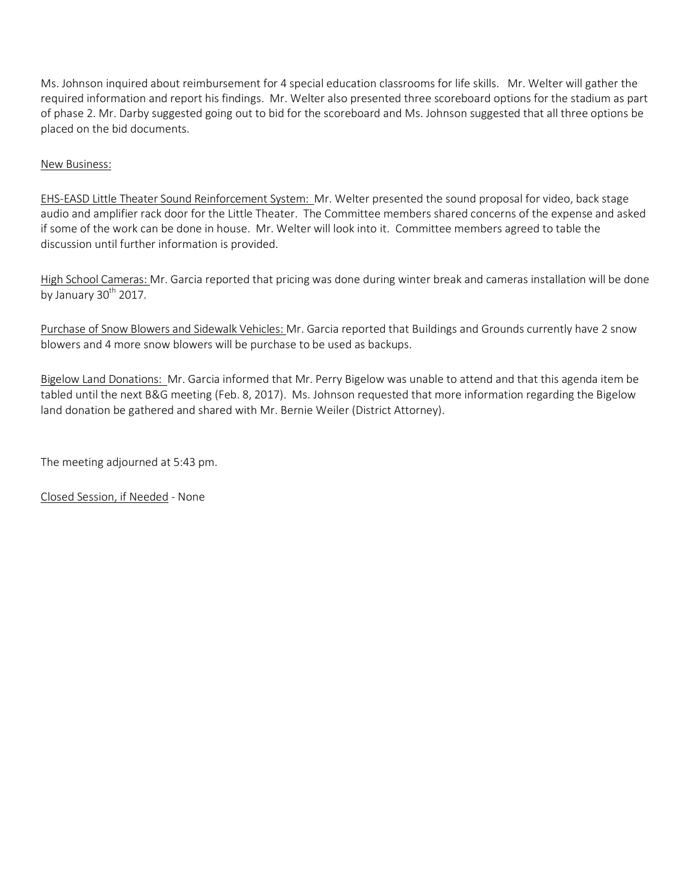Ms. Johnson inquired about reimbursement for 4 special education classrooms for life skills. Mr. Welter will gather the required information and report his findings. Mr. Welter also presented three scoreboard options for the stadium as part of phase 2. Mr. Darby suggested going out to bid for the scoreboard and Ms. Johnson suggested that all three options be placed on the bid documents.

New Business:

EHS-EASD Little Theater Sound Reinforcement System: Mr. Welter presented the sound proposal for video, back stage audio and amplifier rack door for the Little Theater. The Committee members shared concerns of the expense and asked if some of the work can be done in house. Mr. Welter will look into it. Committee members agreed to table the discussion until further information is provided.

High School Cameras: Mr. Garcia reported that pricing was done during winter break and cameras installation will be done by January 30th 2017.

Purchase of Snow Blowers and Sidewalk Vehicles: Mr. Garcia reported that Buildings and Grounds currently have 2 snow blowers and 4 more snow blowers will be purchase to be used as backups.

Bigelow Land Donations: Mr. Garcia informed that Mr. Perry Bigelow was unable to attend and that this agenda item be tabled until the next B&G meeting (Feb. 8, 2017). Ms. Johnson requested that more information regarding the Bigelow land donation be gathered and shared with Mr. Bernie Weiler (District Attorney).

The meeting adjourned at 5:43 pm.

Closed Session, if Needed - None